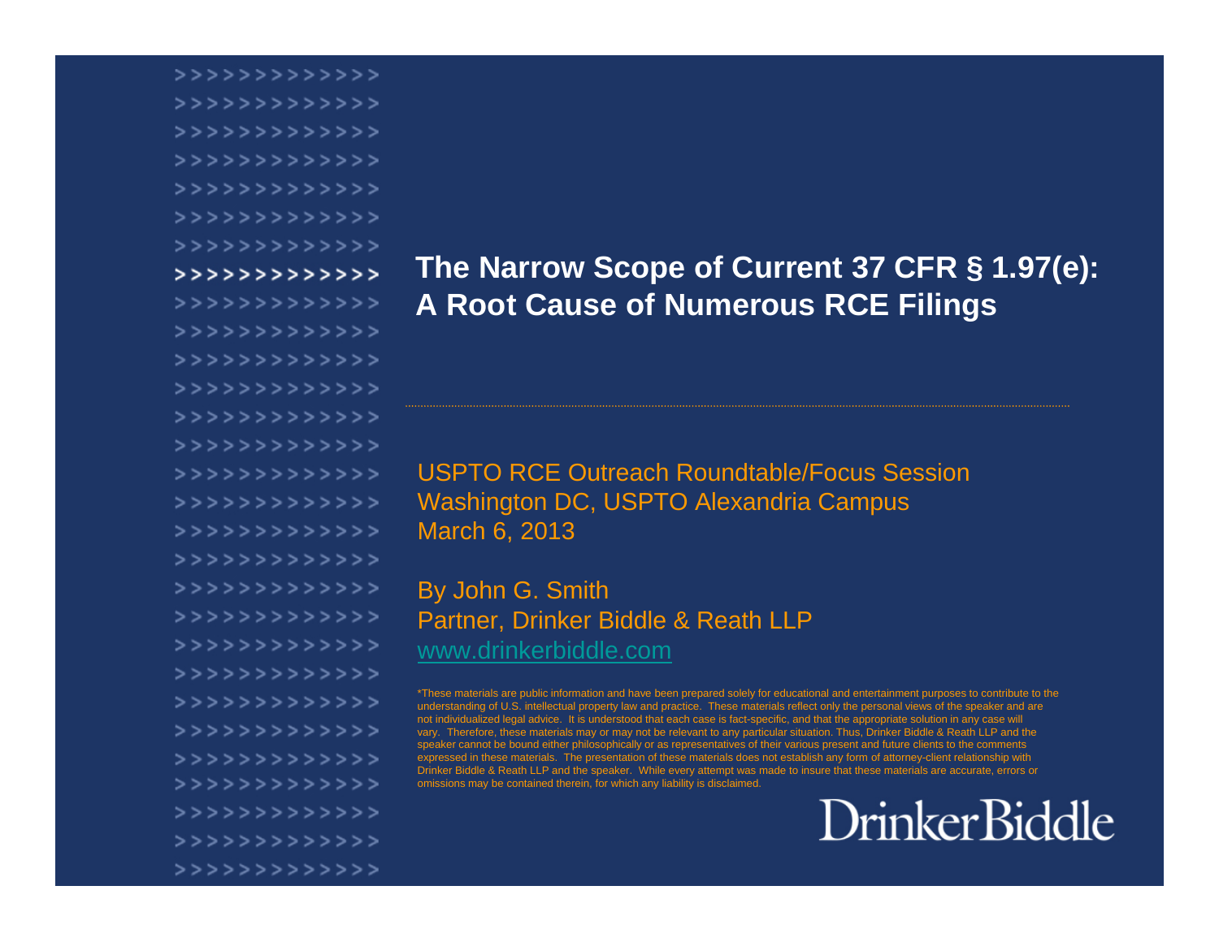# The Narrow Scope of Current 37 CFR § 1.97(e): A Root Cause of Numerous RCE Filings

USPTO RCE Outreach Roundtable/Focus Session
Washington DC, USPTO Alexandria Campus
March 6, 2013

By John G. Smith
Partner, Drinker Biddle & Reath LLP
www.drinkerbiddle.com

*These materials are public information and have been prepared solely for educational and entertainment purposes to contribute to the understanding of U.S. intellectual property law and practice. These materials reflect only the personal views of the speaker and are not individualized legal advice. It is understood that each case is fact-specific, and that the appropriate solution in any case will vary. Therefore, these materials may or may not be relevant to any particular situation. Thus, Drinker Biddle & Reath LLP and the speaker cannot be bound either philosophically or as representatives of their various present and future clients to the comments expressed in these materials. The presentation of these materials does not establish any form of attorney-client relationship with Drinker Biddle & Reath LLP and the speaker. While every attempt was made to insure that these materials are accurate, errors or omissions may be contained therein, for which any liability is disclaimed.

DrinkerBiddle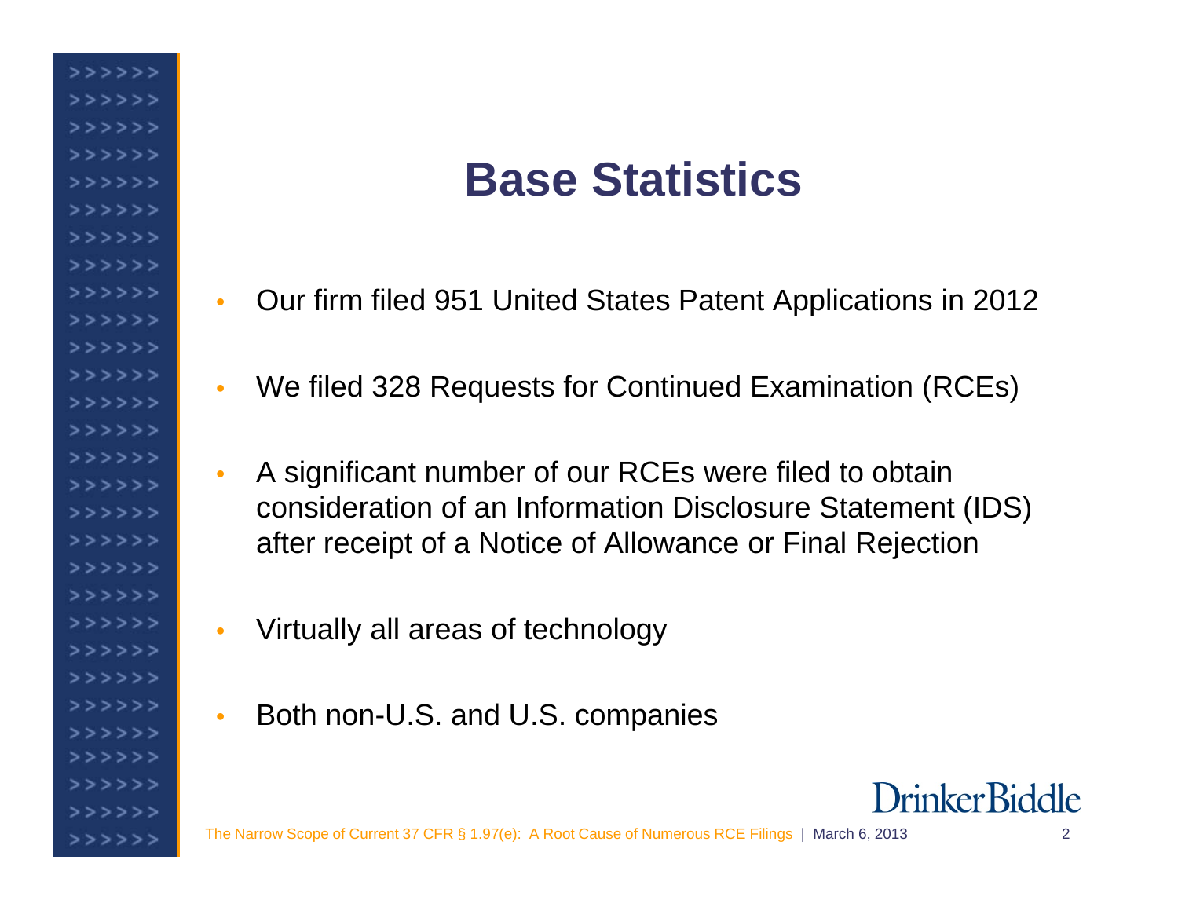# Base Statistics

- Our firm filed 951 United States Patent Applications in 2012
- We filed 328 Requests for Continued Examination (RCEs)
- A significant number of our RCEs were filed to obtain consideration of an Information Disclosure Statement (IDS) after receipt of a Notice of Allowance or Final Rejection
- Virtually all areas of technology
- Both non-U.S. and U.S. companies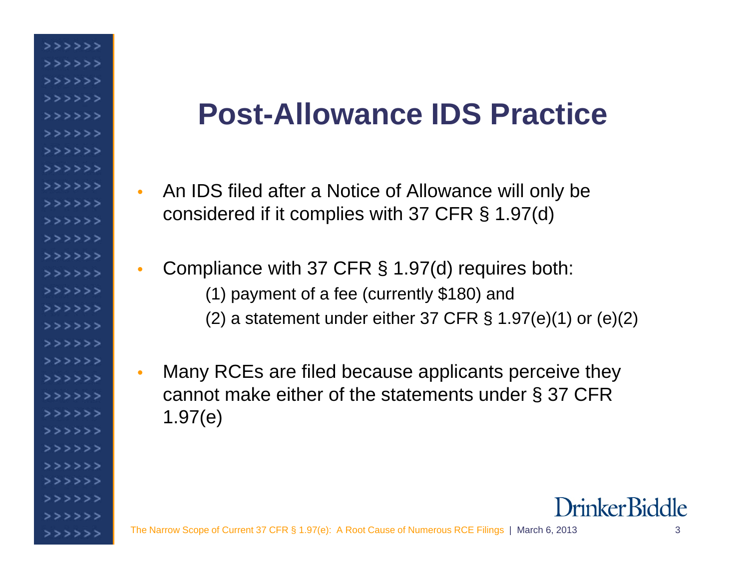# Post-Allowance IDS Practice

- An IDS filed after a Notice of Allowance will only be considered if it complies with 37 CFR § 1.97(d)
- Compliance with 37 CFR § 1.97(d) requires both:
  - (1) payment of a fee (currently $180) and
  - (2) a statement under either 37 CFR § 1.97(e)(1) or (e)(2)
- Many RCEs are filed because applicants perceive they cannot make either of the statements under § 37 CFR 1.97(e)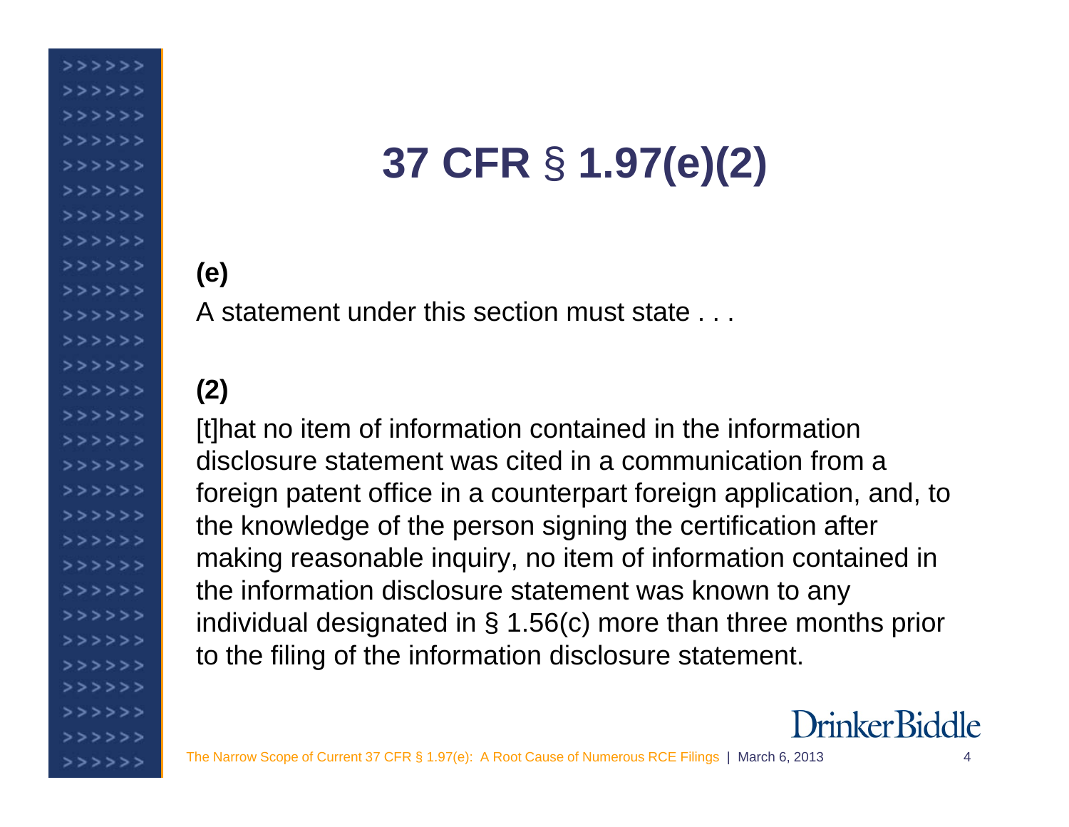# 37 CFR § 1.97(e)(2)

**(e)**

A statement under this section must state . . .

**(2)**

[t]hat no item of information contained in the information disclosure statement was cited in a communication from a foreign patent office in a counterpart foreign application, and, to the knowledge of the person signing the certification after making reasonable inquiry, no item of information contained in the information disclosure statement was known to any individual designated in § 1.56(c) more than three months prior to the filing of the information disclosure statement.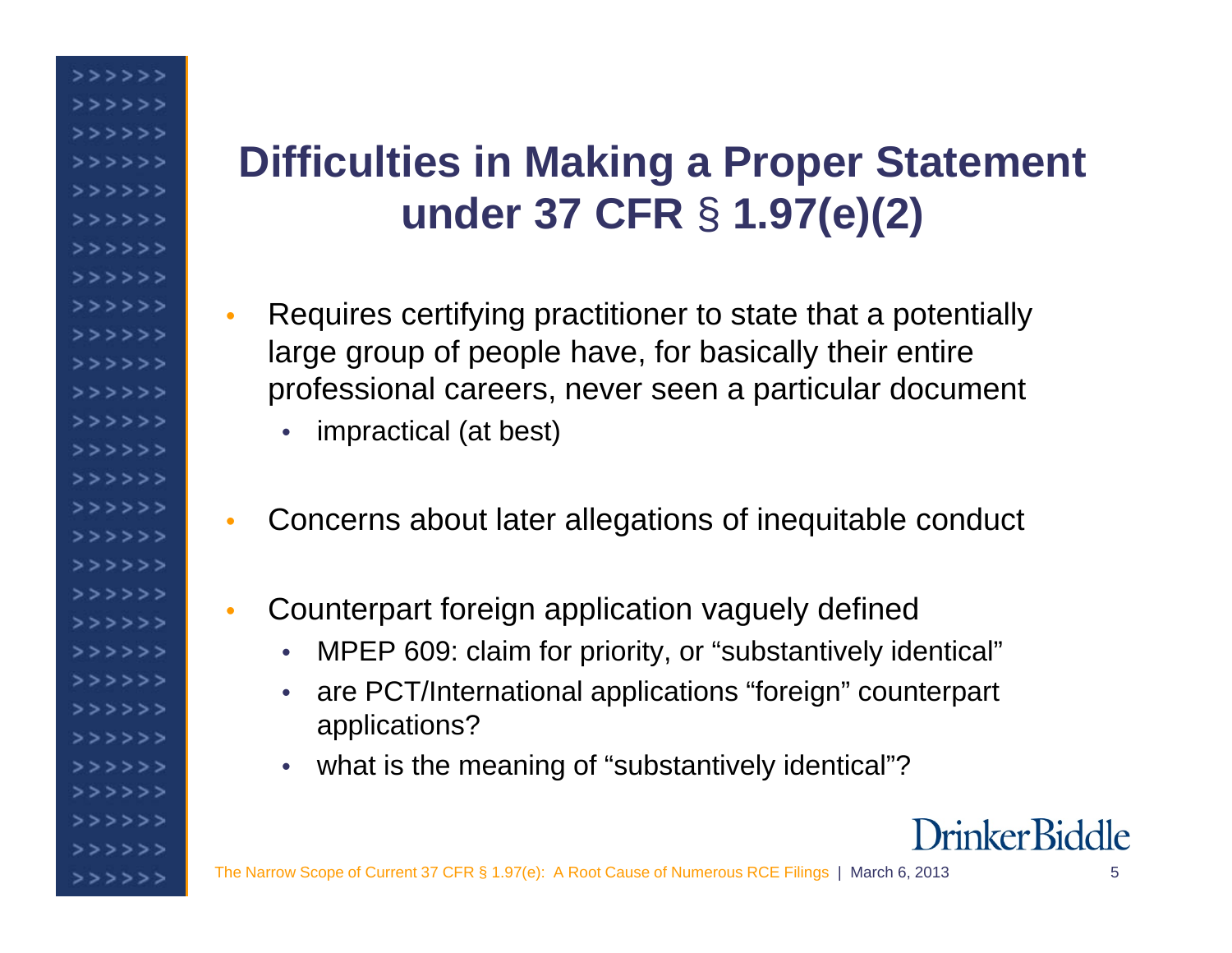# Difficulties in Making a Proper Statement under 37 CFR § 1.97(e)(2)

- Requires certifying practitioner to state that a potentially large group of people have, for basically their entire professional careers, never seen a particular document
  - impractical (at best)
- Concerns about later allegations of inequitable conduct
- Counterpart foreign application vaguely defined
  - MPEP 609: claim for priority, or “substantively identical”
  - are PCT/International applications “foreign” counterpart applications?
  - what is the meaning of “substantively identical”?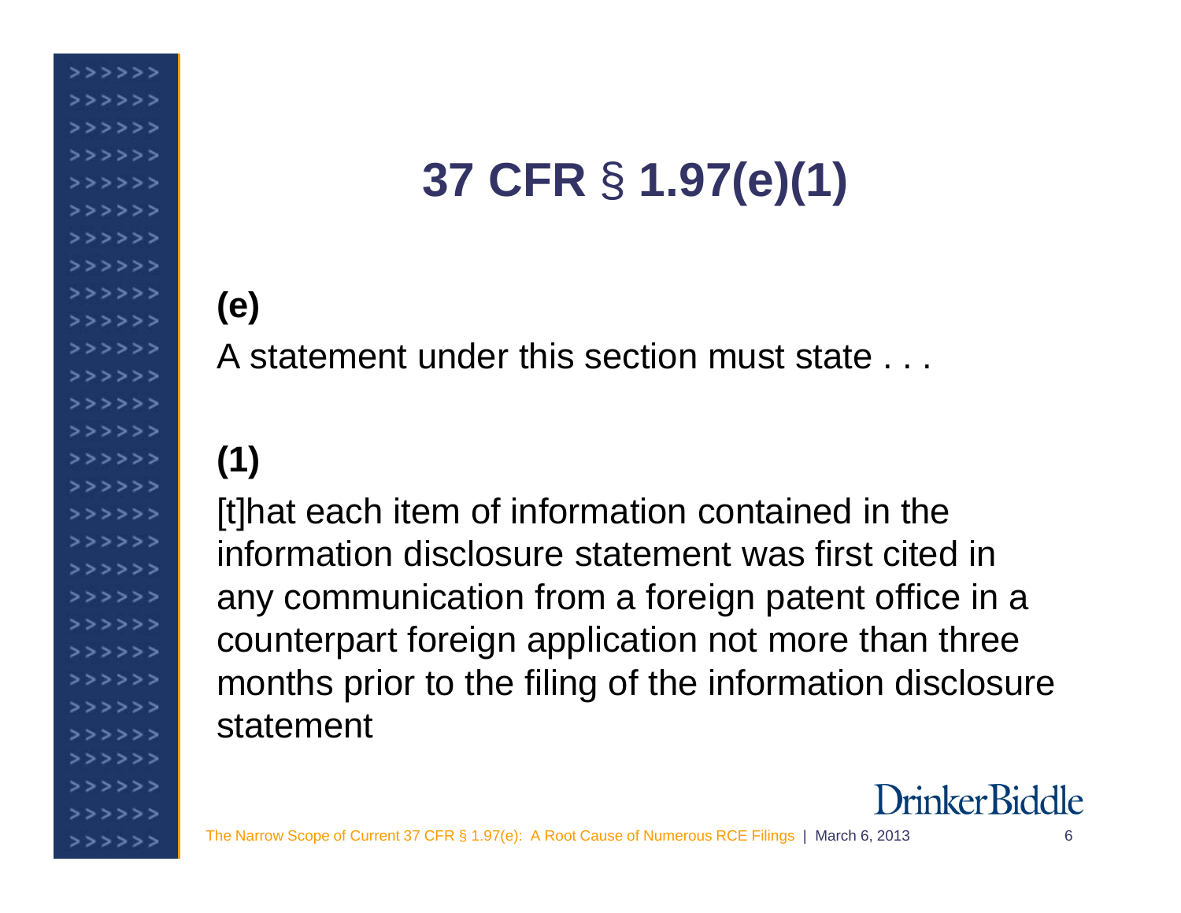# 37 CFR § 1.97(e)(1)

**(e)**

A statement under this section must state . . .

**(1)**

[t]hat each item of information contained in the information disclosure statement was first cited in any communication from a foreign patent office in a counterpart foreign application not more than three months prior to the filing of the information disclosure statement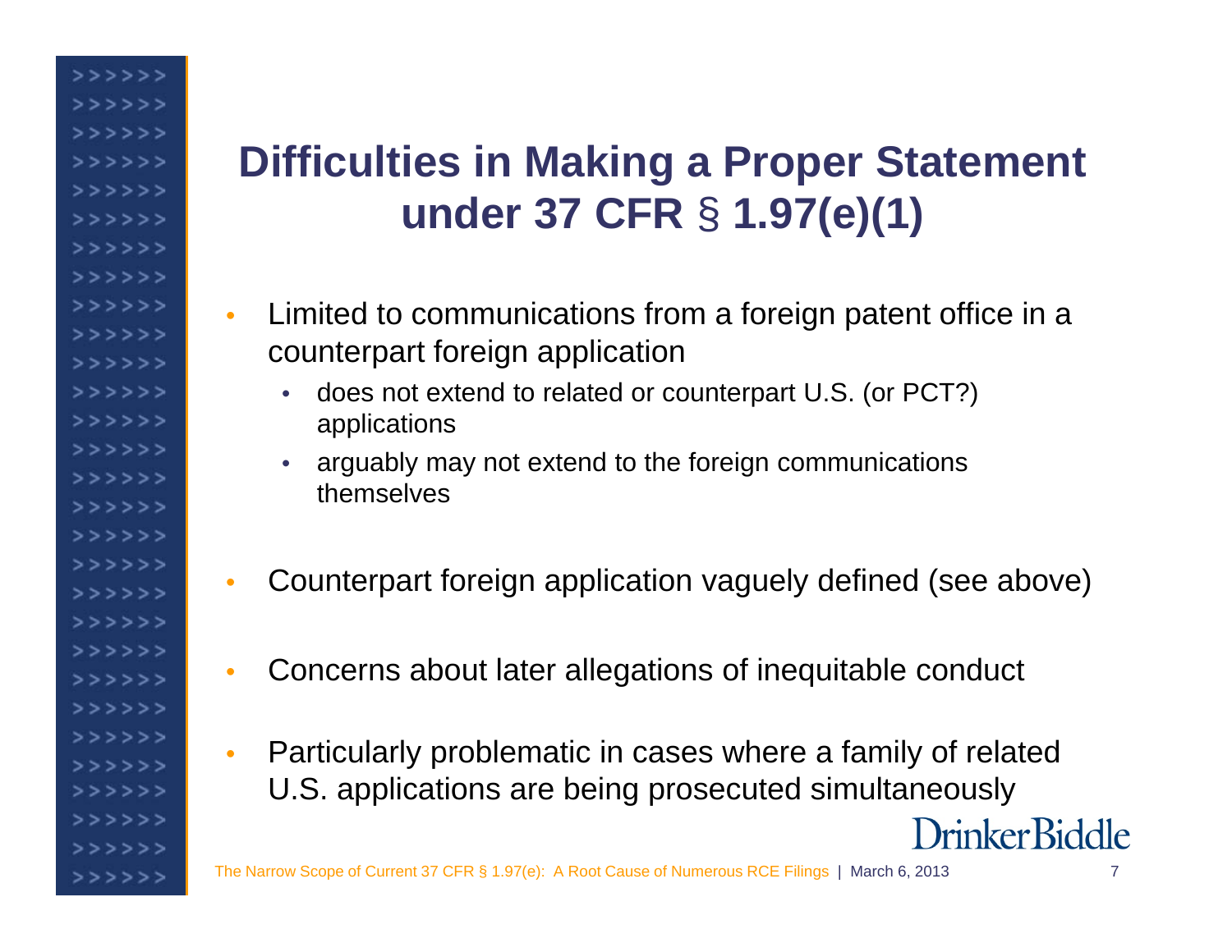# Difficulties in Making a Proper Statement under 37 CFR § 1.97(e)(1)

- Limited to communications from a foreign patent office in a counterpart foreign application
  - does not extend to related or counterpart U.S. (or PCT?) applications
  - arguably may not extend to the foreign communications themselves
- Counterpart foreign application vaguely defined (see above)
- Concerns about later allegations of inequitable conduct
- Particularly problematic in cases where a family of related U.S. applications are being prosecuted simultaneously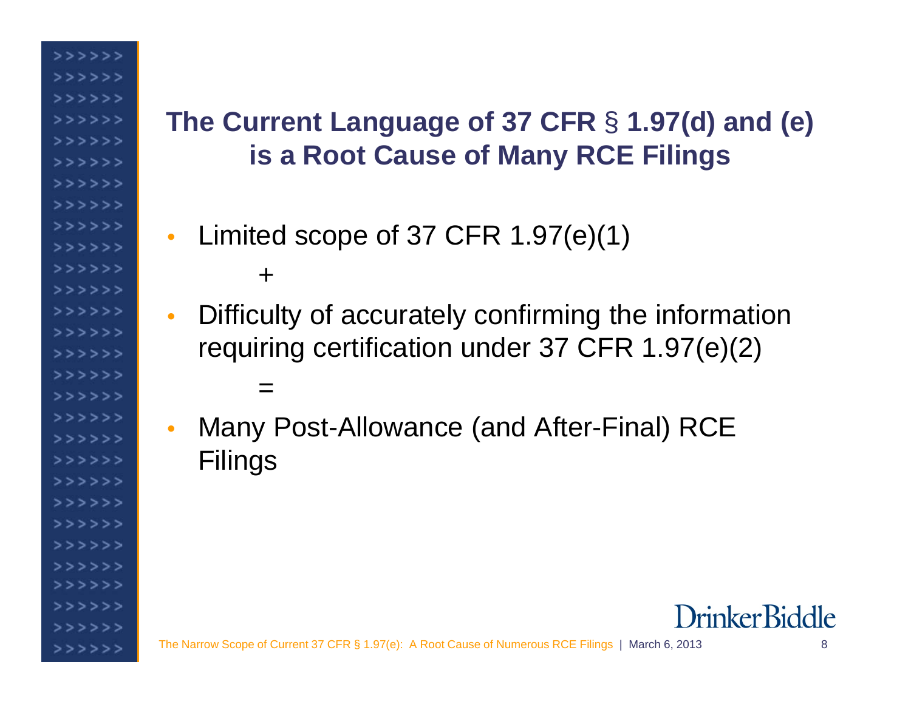## The Current Language of 37 CFR § 1.97(d) and (e) is a Root Cause of Many RCE Filings

- Limited scope of 37 CFR 1.97(e)(1)

  +

- Difficulty of accurately confirming the information requiring certification under 37 CFR 1.97(e)(2)

  =

- Many Post-Allowance (and After-Final) RCE Filings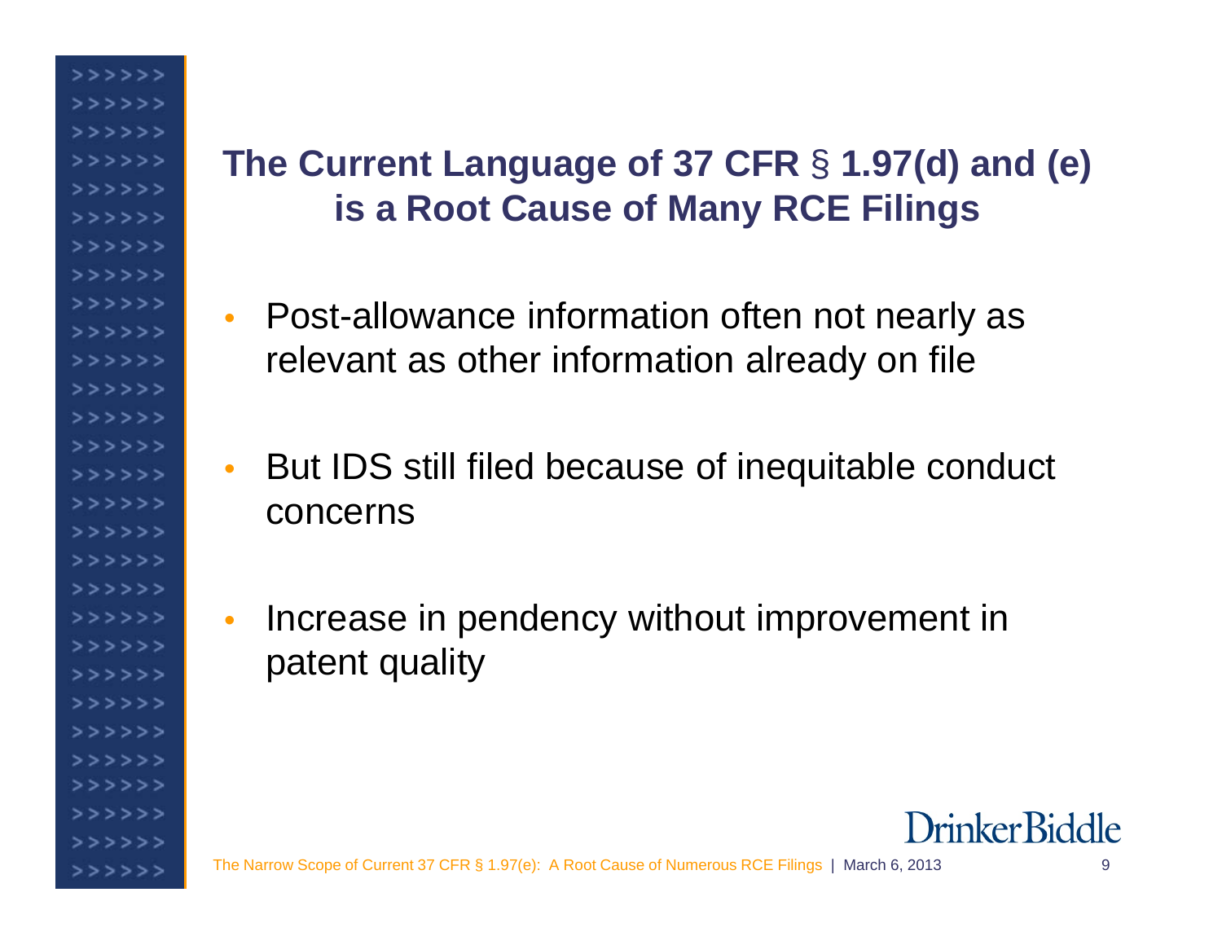## The Current Language of 37 CFR § 1.97(d) and (e) is a Root Cause of Many RCE Filings

- Post-allowance information often not nearly as relevant as other information already on file
- But IDS still filed because of inequitable conduct concerns
- Increase in pendency without improvement in patent quality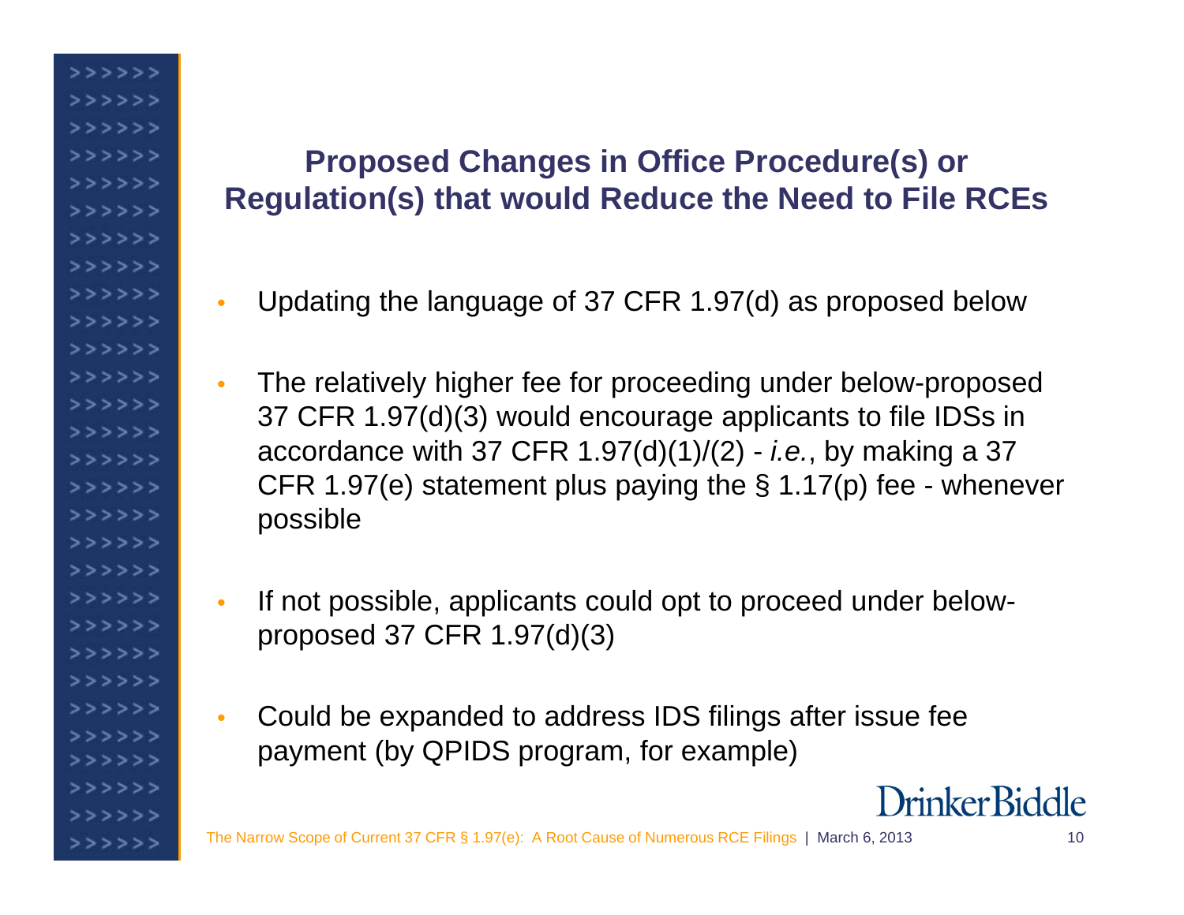## Proposed Changes in Office Procedure(s) or Regulation(s) that would Reduce the Need to File RCEs

- Updating the language of 37 CFR 1.97(d) as proposed below
- The relatively higher fee for proceeding under below-proposed 37 CFR 1.97(d)(3) would encourage applicants to file IDSs in accordance with 37 CFR 1.97(d)(1)/(2) - *i.e.*, by making a 37 CFR 1.97(e) statement plus paying the § 1.17(p) fee - whenever possible
- If not possible, applicants could opt to proceed under below-proposed 37 CFR 1.97(d)(3)
- Could be expanded to address IDS filings after issue fee payment (by QPIDS program, for example)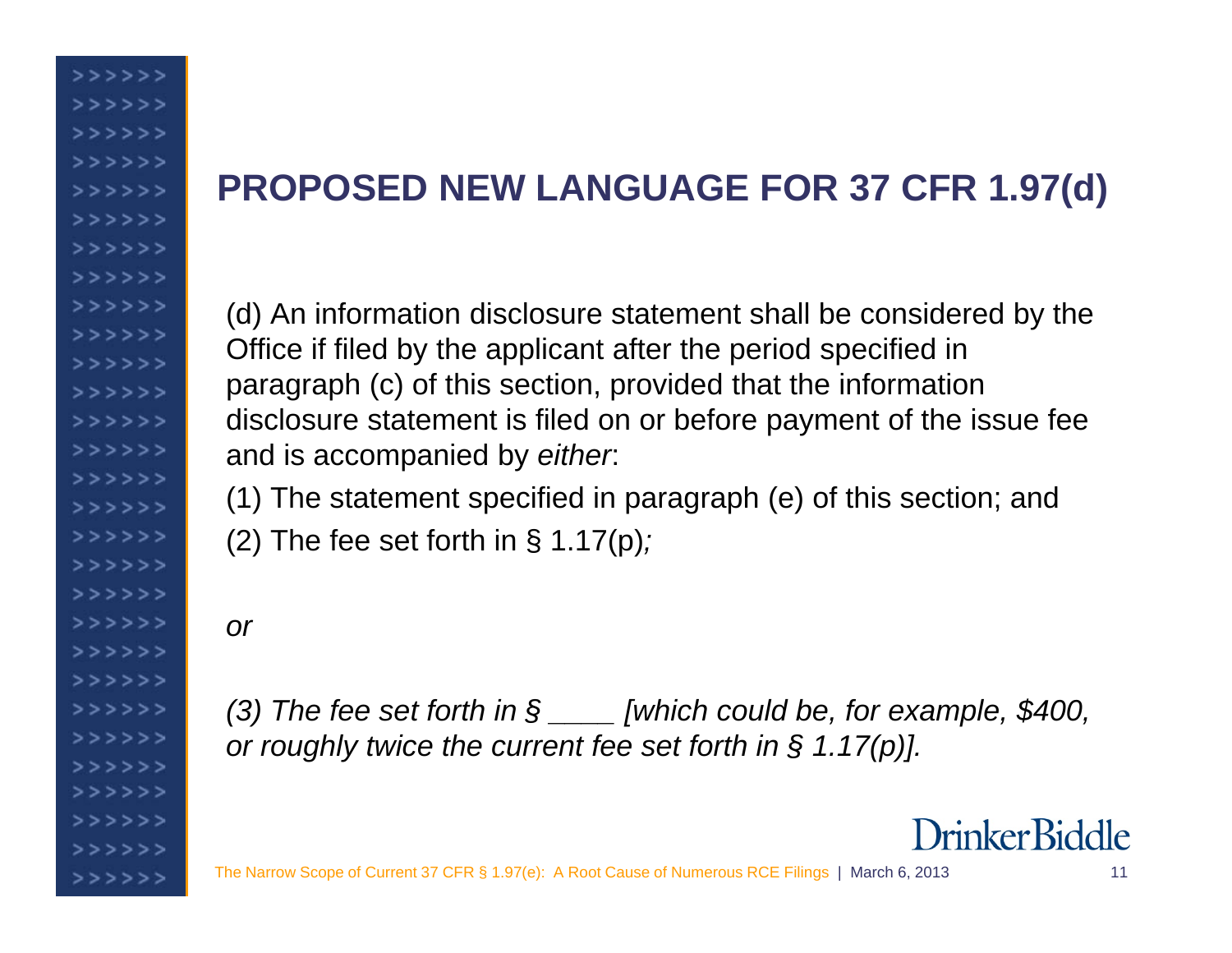# PROPOSED NEW LANGUAGE FOR 37 CFR 1.97(d)

(d) An information disclosure statement shall be considered by the Office if filed by the applicant after the period specified in paragraph (c) of this section, provided that the information disclosure statement is filed on or before payment of the issue fee and is accompanied by *either*:

(1) The statement specified in paragraph (e) of this section; and

(2) The fee set forth in § 1.17(p)*;*

*or*

*(3) The fee set forth in § ____ [which could be, for example, $400, or roughly twice the current fee set forth in § 1.17(p)].*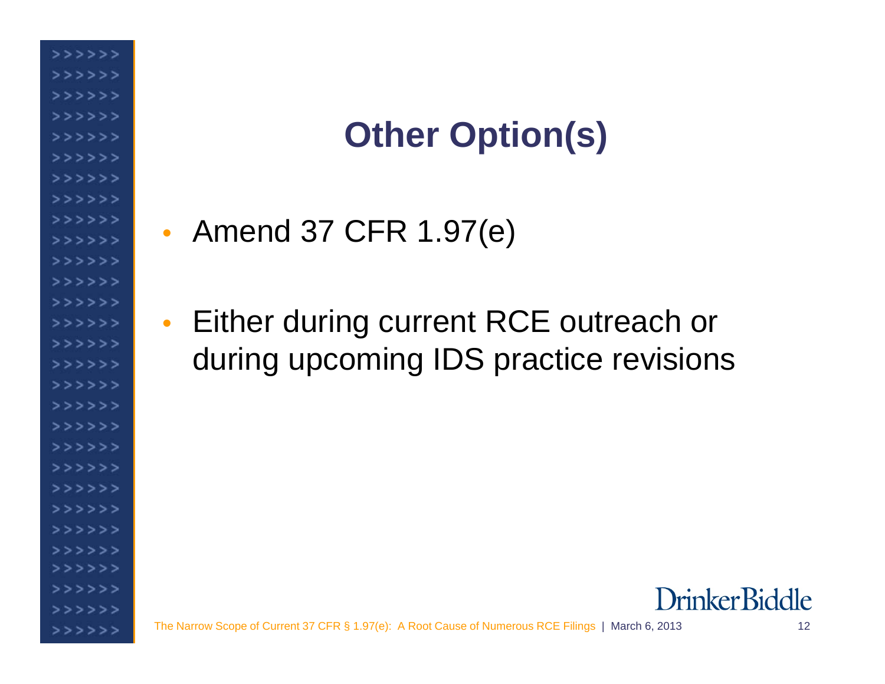# Other Option(s)

- Amend 37 CFR 1.97(e)

- Either during current RCE outreach or during upcoming IDS practice revisions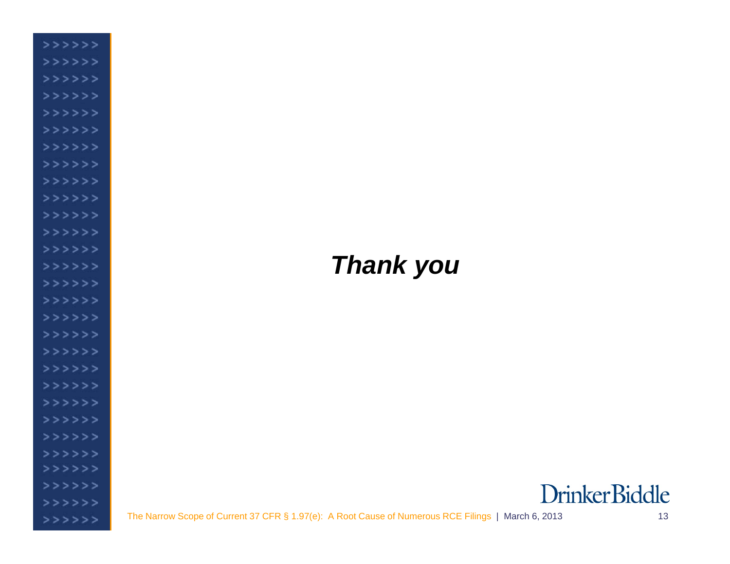***Thank you***